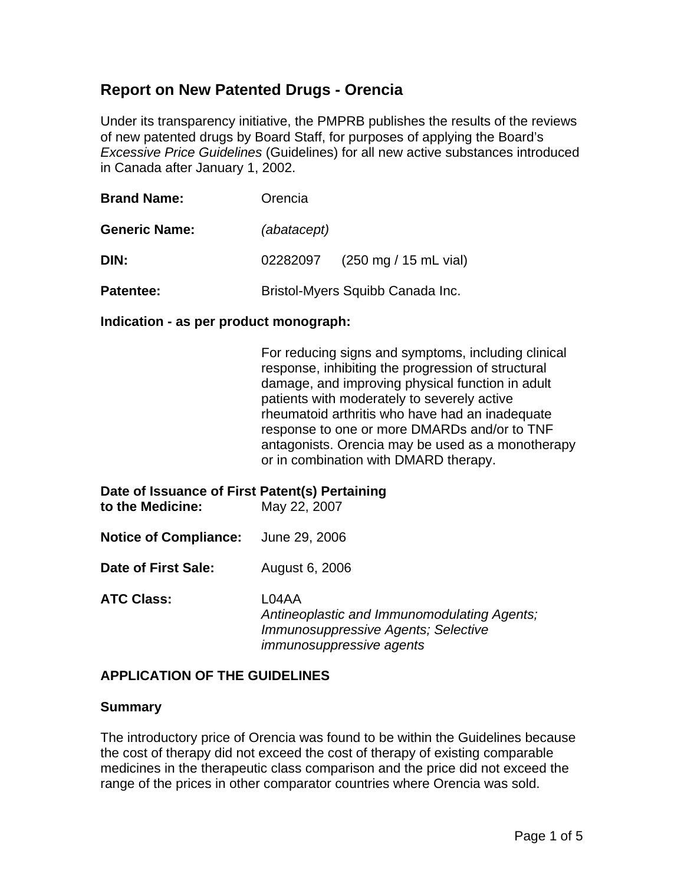# Report on New Patented Drugs - Orencia

Under its transparency initiative, the PMPRB publishes the results of the reviews of new patented drugs by Board Staff, for purposes of applying the Board's *Excessive Price Guidelines* (Guidelines) for all new active substances introduced in Canada after January 1, 2002.

**Brand Name:** Orencia

**Generic Name:** *(abatacept)*

**DIN:** 02282097 (250 mg / 15 mL vial)

**Patentee:** Bristol-Myers Squibb Canada Inc.

**Indication - as per product monograph:**

For reducing signs and symptoms, including clinical response, inhibiting the progression of structural damage, and improving physical function in adult patients with moderately to severely active rheumatoid arthritis who have had an inadequate response to one or more DMARDs and/or to TNF antagonists. Orencia may be used as a monotherapy or in combination with DMARD therapy.

**Date of Issuance of First Patent(s) Pertaining to the Medicine:** May 22, 2007

**Notice of Compliance:** June 29, 2006

**Date of First Sale:** August 6, 2006

**ATC Class:** L04AA
*Antineoplastic and Immunomodulating Agents; Immunosuppressive Agents; Selective immunosuppressive agents*

## APPLICATION OF THE GUIDELINES

### Summary

The introductory price of Orencia was found to be within the Guidelines because the cost of therapy did not exceed the cost of therapy of existing comparable medicines in the therapeutic class comparison and the price did not exceed the range of the prices in other comparator countries where Orencia was sold.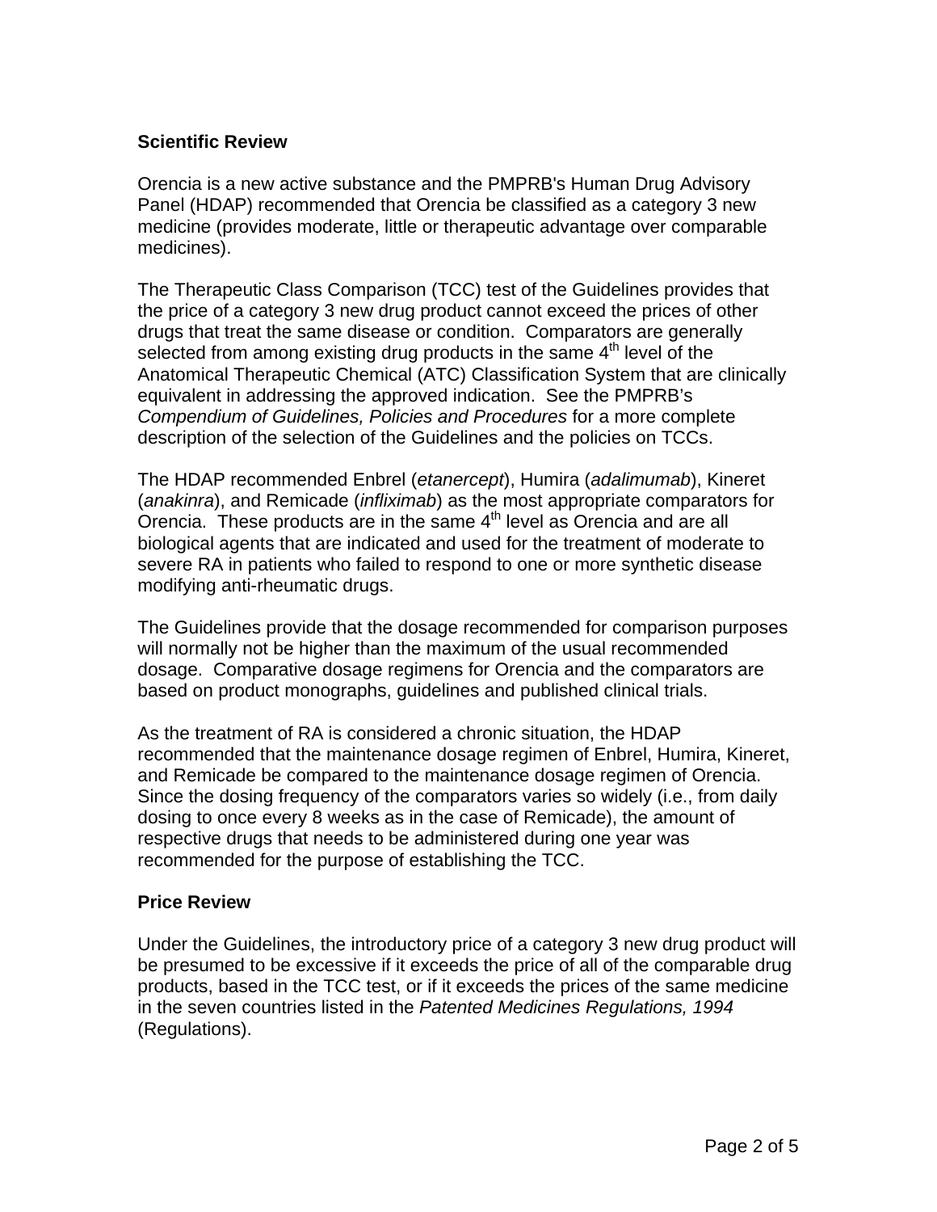## Scientific Review

Orencia is a new active substance and the PMPRB's Human Drug Advisory Panel (HDAP) recommended that Orencia be classified as a category 3 new medicine (provides moderate, little or therapeutic advantage over comparable medicines).

The Therapeutic Class Comparison (TCC) test of the Guidelines provides that the price of a category 3 new drug product cannot exceed the prices of other drugs that treat the same disease or condition. Comparators are generally selected from among existing drug products in the same 4th level of the Anatomical Therapeutic Chemical (ATC) Classification System that are clinically equivalent in addressing the approved indication. See the PMPRB's *Compendium of Guidelines, Policies and Procedures* for a more complete description of the selection of the Guidelines and the policies on TCCs.

The HDAP recommended Enbrel (*etanercept*), Humira (*adalimumab*), Kineret (*anakinra*), and Remicade (*infliximab*) as the most appropriate comparators for Orencia. These products are in the same 4th level as Orencia and are all biological agents that are indicated and used for the treatment of moderate to severe RA in patients who failed to respond to one or more synthetic disease modifying anti-rheumatic drugs.

The Guidelines provide that the dosage recommended for comparison purposes will normally not be higher than the maximum of the usual recommended dosage. Comparative dosage regimens for Orencia and the comparators are based on product monographs, guidelines and published clinical trials.

As the treatment of RA is considered a chronic situation, the HDAP recommended that the maintenance dosage regimen of Enbrel, Humira, Kineret, and Remicade be compared to the maintenance dosage regimen of Orencia. Since the dosing frequency of the comparators varies so widely (i.e., from daily dosing to once every 8 weeks as in the case of Remicade), the amount of respective drugs that needs to be administered during one year was recommended for the purpose of establishing the TCC.

## Price Review

Under the Guidelines, the introductory price of a category 3 new drug product will be presumed to be excessive if it exceeds the price of all of the comparable drug products, based in the TCC test, or if it exceeds the prices of the same medicine in the seven countries listed in the *Patented Medicines Regulations, 1994* (Regulations).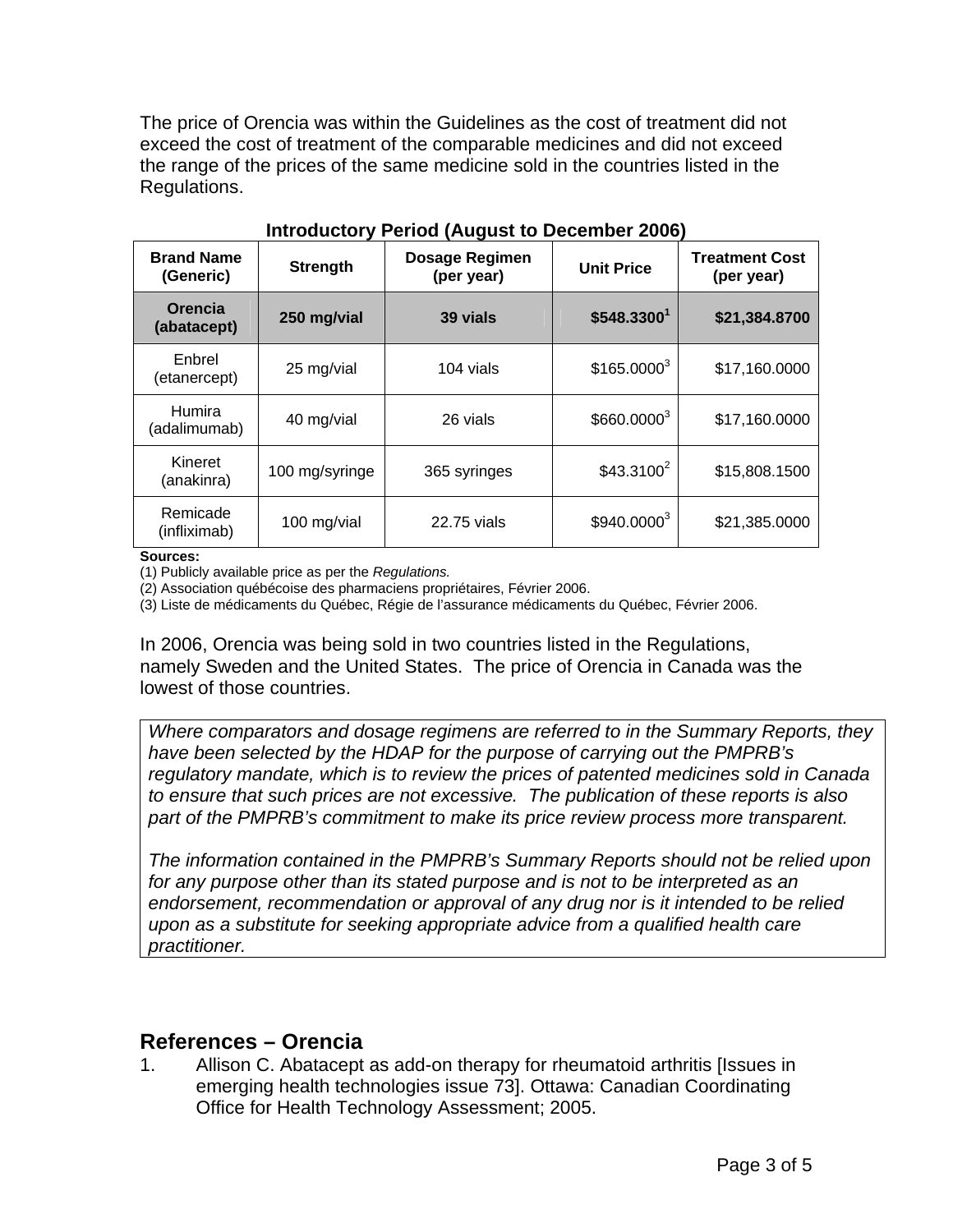The price of Orencia was within the Guidelines as the cost of treatment did not exceed the cost of treatment of the comparable medicines and did not exceed the range of the prices of the same medicine sold in the countries listed in the Regulations.

**Introductory Period (August to December 2006)**

| Brand Name (Generic) | Strength | Dosage Regimen (per year) | Unit Price | Treatment Cost (per year) |
|---|---|---|---|---|
| **Orencia (abatacept)** | **250 mg/vial** | **39 vials** | **$548.3300[1]** | **$21,384.8700** |
| Enbrel (etanercept) | 25 mg/vial | 104 vials | $165.0000[3] | $17,160.0000 |
| Humira (adalimumab) | 40 mg/vial | 26 vials | $660.0000[3] | $17,160.0000 |
| Kineret (anakinra) | 100 mg/syringe | 365 syringes | $43.3100[2] | $15,808.1500 |
| Remicade (infliximab) | 100 mg/vial | 22.75 vials | $940.0000[3] | $21,385.0000 |

**Sources:**
(1) Publicly available price as per the *Regulations.*
(2) Association québécoise des pharmaciens propriétaires, Février 2006.
(3) Liste de médicaments du Québec, Régie de l'assurance médicaments du Québec, Février 2006.

In 2006, Orencia was being sold in two countries listed in the Regulations, namely Sweden and the United States. The price of Orencia in Canada was the lowest of those countries.

*Where comparators and dosage regimens are referred to in the Summary Reports, they have been selected by the HDAP for the purpose of carrying out the PMPRB's regulatory mandate, which is to review the prices of patented medicines sold in Canada to ensure that such prices are not excessive. The publication of these reports is also part of the PMPRB's commitment to make its price review process more transparent.*

*The information contained in the PMPRB's Summary Reports should not be relied upon for any purpose other than its stated purpose and is not to be interpreted as an endorsement, recommendation or approval of any drug nor is it intended to be relied upon as a substitute for seeking appropriate advice from a qualified health care practitioner.*

## References – Orencia

1. Allison C. Abatacept as add-on therapy for rheumatoid arthritis [Issues in emerging health technologies issue 73]. Ottawa: Canadian Coordinating Office for Health Technology Assessment; 2005.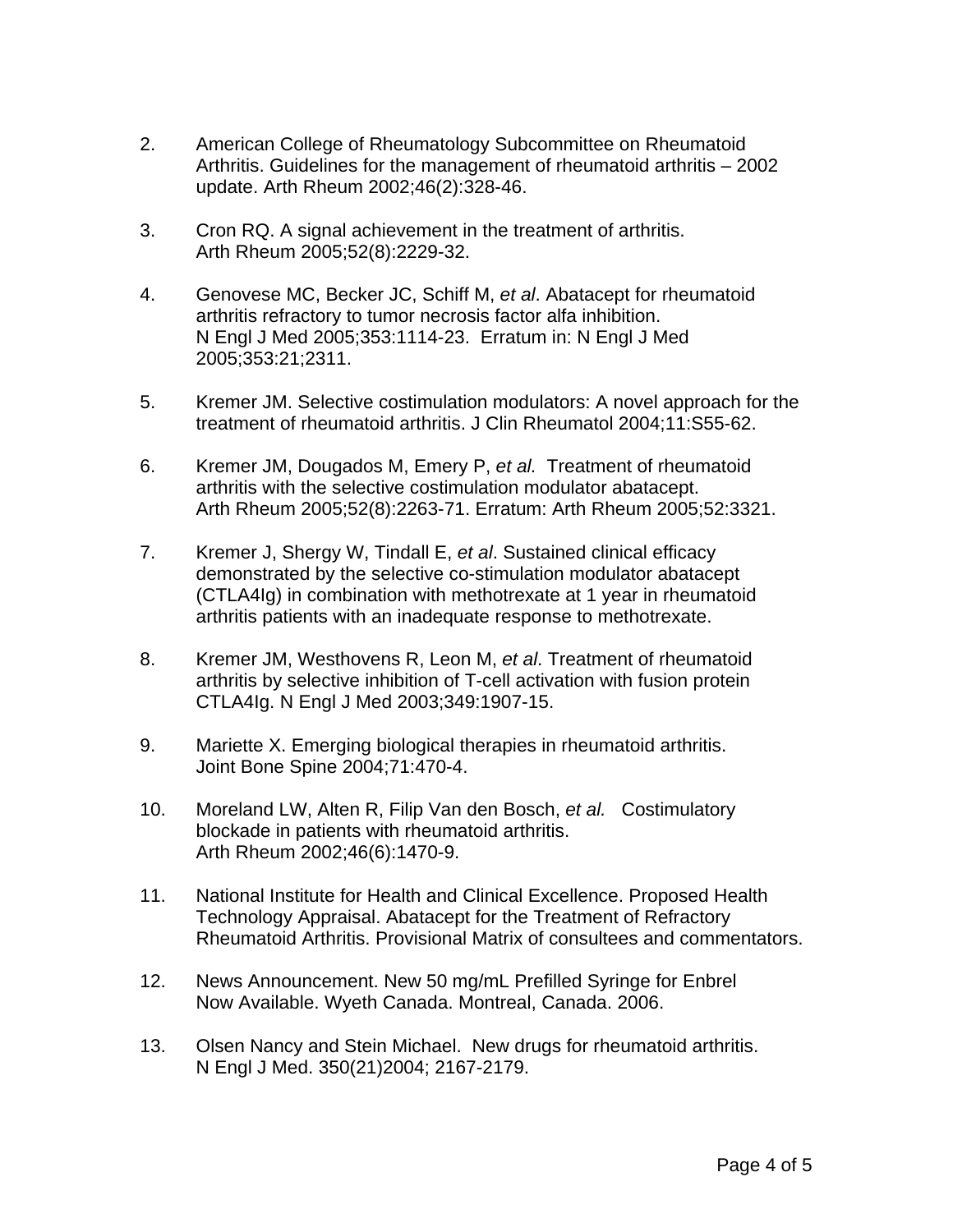2. American College of Rheumatology Subcommittee on Rheumatoid Arthritis. Guidelines for the management of rheumatoid arthritis – 2002 update. Arth Rheum 2002;46(2):328-46.

3. Cron RQ. A signal achievement in the treatment of arthritis. Arth Rheum 2005;52(8):2229-32.

4. Genovese MC, Becker JC, Schiff M, *et al*. Abatacept for rheumatoid arthritis refractory to tumor necrosis factor alfa inhibition. N Engl J Med 2005;353:1114-23. Erratum in: N Engl J Med 2005;353:21;2311.

5. Kremer JM. Selective costimulation modulators: A novel approach for the treatment of rheumatoid arthritis. J Clin Rheumatol 2004;11:S55-62.

6. Kremer JM, Dougados M, Emery P, *et al.* Treatment of rheumatoid arthritis with the selective costimulation modulator abatacept. Arth Rheum 2005;52(8):2263-71. Erratum: Arth Rheum 2005;52:3321.

7. Kremer J, Shergy W, Tindall E, *et al*. Sustained clinical efficacy demonstrated by the selective co-stimulation modulator abatacept (CTLA4Ig) in combination with methotrexate at 1 year in rheumatoid arthritis patients with an inadequate response to methotrexate.

8. Kremer JM, Westhovens R, Leon M, *et al*. Treatment of rheumatoid arthritis by selective inhibition of T-cell activation with fusion protein CTLA4Ig. N Engl J Med 2003;349:1907-15.

9. Mariette X. Emerging biological therapies in rheumatoid arthritis. Joint Bone Spine 2004;71:470-4.

10. Moreland LW, Alten R, Filip Van den Bosch, *et al.* Costimulatory blockade in patients with rheumatoid arthritis. Arth Rheum 2002;46(6):1470-9.

11. National Institute for Health and Clinical Excellence. Proposed Health Technology Appraisal. Abatacept for the Treatment of Refractory Rheumatoid Arthritis. Provisional Matrix of consultees and commentators.

12. News Announcement. New 50 mg/mL Prefilled Syringe for Enbrel Now Available. Wyeth Canada. Montreal, Canada. 2006.

13. Olsen Nancy and Stein Michael. New drugs for rheumatoid arthritis. N Engl J Med. 350(21)2004; 2167-2179.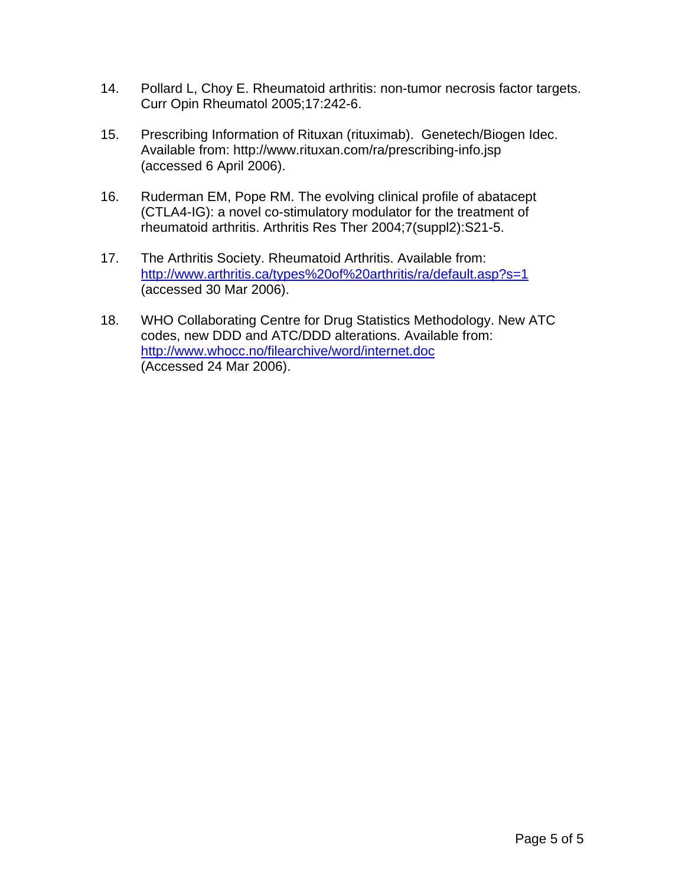14. Pollard L, Choy E. Rheumatoid arthritis: non-tumor necrosis factor targets. Curr Opin Rheumatol 2005;17:242-6.

15. Prescribing Information of Rituxan (rituximab). Genetech/Biogen Idec. Available from: http://www.rituxan.com/ra/prescribing-info.jsp (accessed 6 April 2006).

16. Ruderman EM, Pope RM. The evolving clinical profile of abatacept (CTLA4-IG): a novel co-stimulatory modulator for the treatment of rheumatoid arthritis. Arthritis Res Ther 2004;7(suppl2):S21-5.

17. The Arthritis Society. Rheumatoid Arthritis. Available from: http://www.arthritis.ca/types%20of%20arthritis/ra/default.asp?s=1 (accessed 30 Mar 2006).

18. WHO Collaborating Centre for Drug Statistics Methodology. New ATC codes, new DDD and ATC/DDD alterations. Available from: http://www.whocc.no/filearchive/word/internet.doc (Accessed 24 Mar 2006).